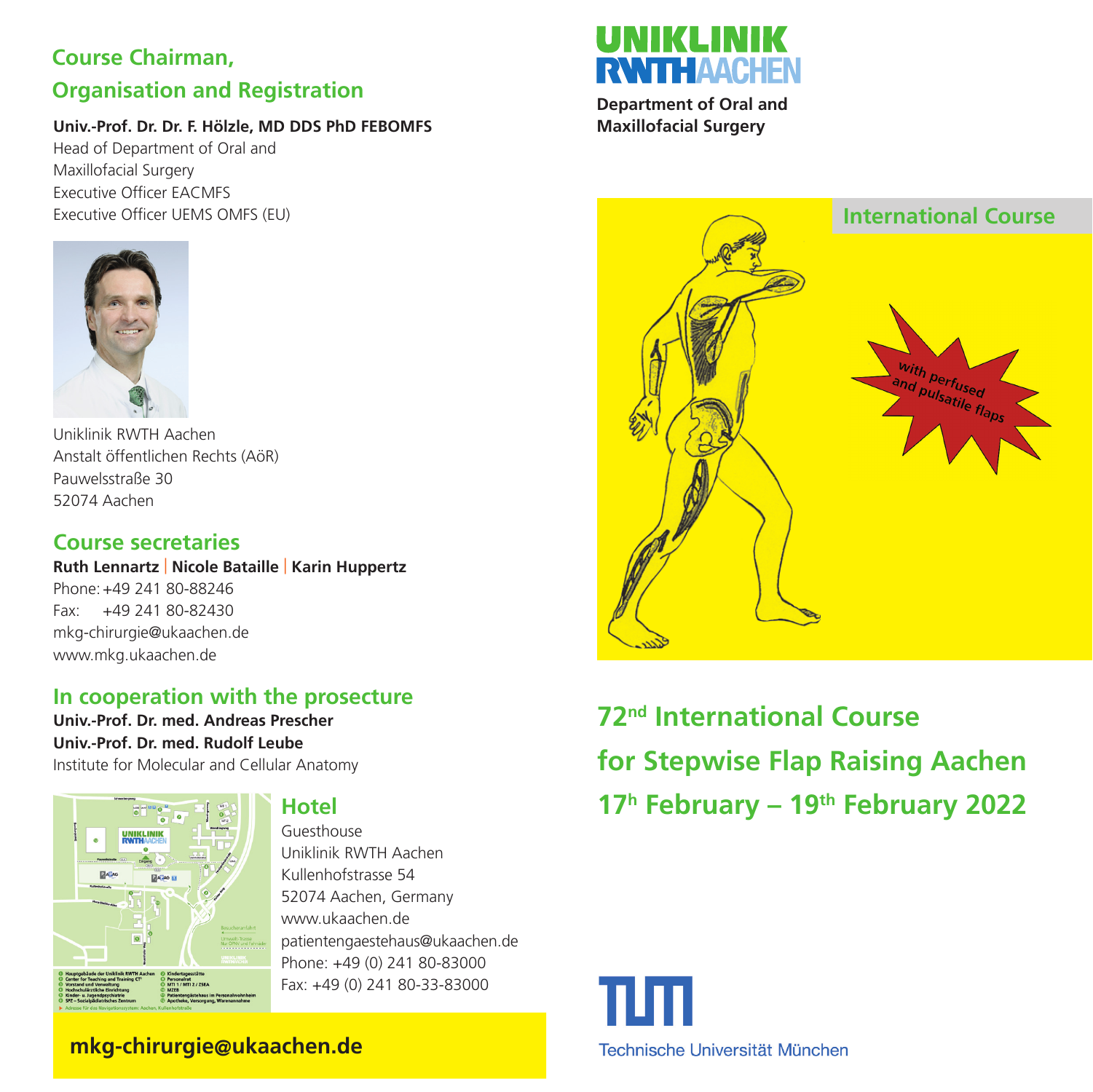## Course Chairman, Organisation and Registration

**Univ.-Prof. Dr. Dr. F. Hölzle, MD DDS PhD FEBOMFS**
Head of Department of Oral and Maxillofacial Surgery
Executive Officer EACMFS
Executive Officer UEMS OMFS (EU)

Uniklinik RWTH Aachen
Anstalt öffentlichen Rechts (AöR)
Pauwelsstraße 30
52074 Aachen

## Course secretaries

**Ruth Lennartz | Nicole Bataille | Karin Huppertz**
Phone: +49 241 80-88246
Fax: +49 241 80-82430
mkg-chirurgie@ukaachen.de
www.mkg.ukaachen.de

## In cooperation with the prosecture

**Univ.-Prof. Dr. med. Andreas Prescher**
**Univ.-Prof. Dr. med. Rudolf Leube**
Institute for Molecular and Cellular Anatomy

## Hotel

Guesthouse
Uniklinik RWTH Aachen
Kullenhofstrasse 54
52074 Aachen, Germany
www.ukaachen.de
patientengaestehaus@ukaachen.de
Phone: +49 (0) 241 80-83000
Fax: +49 (0) 241 80-33-83000

**mkg-chirurgie@ukaachen.de**

UNIKLINIK RWTH AACHEN

**Department of Oral and Maxillofacial Surgery**

International Course

with perfused and pulsatile flaps

# 72nd International Course for Stepwise Flap Raising Aachen 17th February – 19th February 2022

Technische Universität München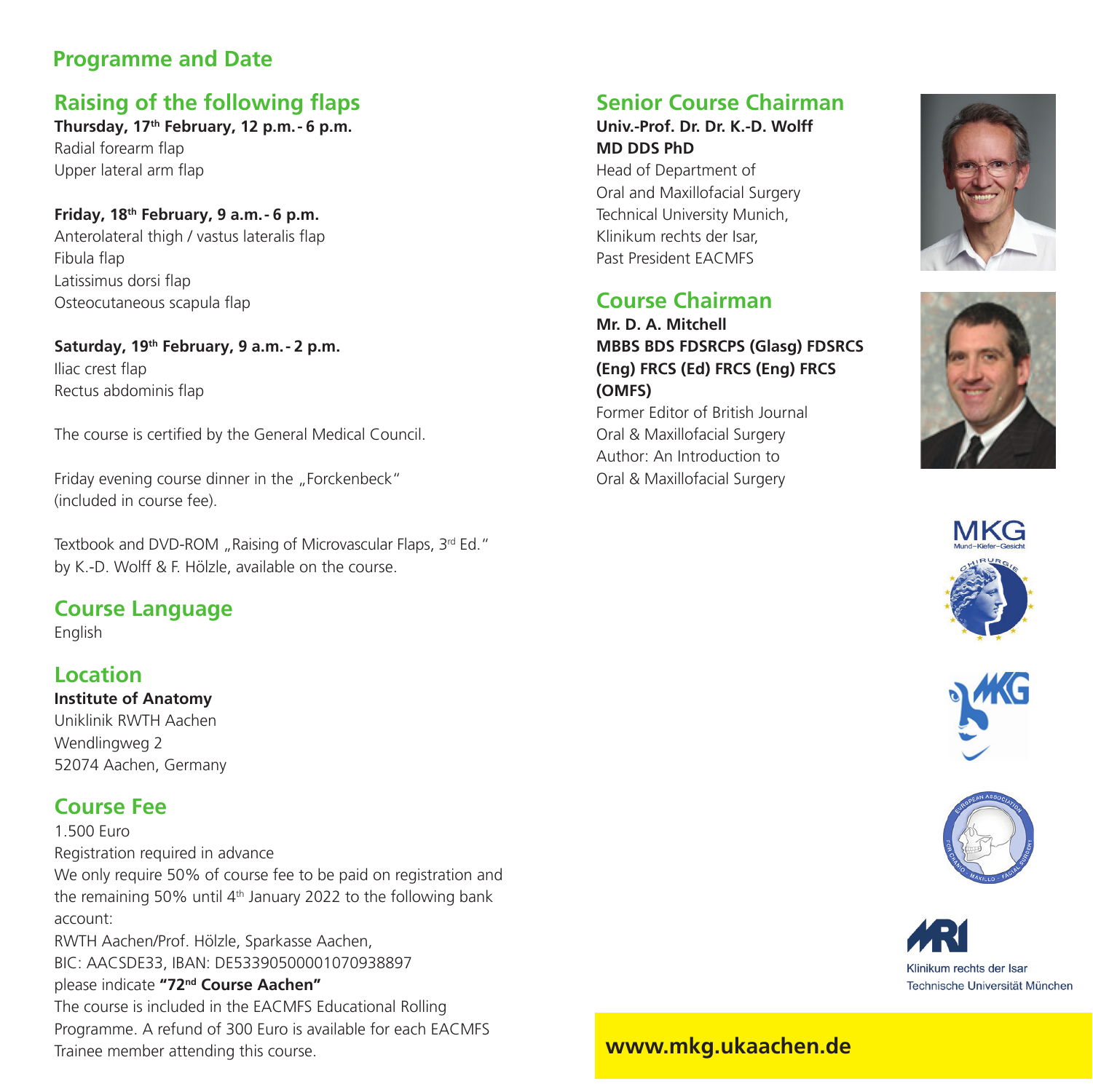## Programme and Date

### Raising of the following flaps

**Thursday, 17th February, 12 p.m. - 6 p.m.**
Radial forearm flap
Upper lateral arm flap

**Friday, 18th February, 9 a.m. - 6 p.m.**
Anterolateral thigh / vastus lateralis flap
Fibula flap
Latissimus dorsi flap
Osteocutaneous scapula flap

**Saturday, 19th February, 9 a.m. - 2 p.m.**
Iliac crest flap
Rectus abdominis flap

The course is certified by the General Medical Council.

Friday evening course dinner in the „Forckenbeck" (included in course fee).

Textbook and DVD-ROM „Raising of Microvascular Flaps, 3rd Ed." by K.-D. Wolff & F. Hölzle, available on the course.

### Course Language

English

### Location

**Institute of Anatomy**
Uniklinik RWTH Aachen
Wendlingweg 2
52074 Aachen, Germany

### Course Fee

1.500 Euro
Registration required in advance
We only require 50% of course fee to be paid on registration and the remaining 50% until 4th January 2022 to the following bank account:
RWTH Aachen/Prof. Hölzle, Sparkasse Aachen,
BIC: AACSDE33, IBAN: DE53390500001070938897
please indicate **"72nd Course Aachen"**
The course is included in the EACMFS Educational Rolling Programme. A refund of 300 Euro is available for each EACMFS Trainee member attending this course.

### Senior Course Chairman

**Univ.-Prof. Dr. Dr. K.-D. Wolff**
**MD DDS PhD**
Head of Department of
Oral and Maxillofacial Surgery
Technical University Munich,
Klinikum rechts der Isar,
Past President EACMFS

### Course Chairman

**Mr. D. A. Mitchell**
**MBBS BDS FDSRCPS (Glasg) FDSRCS (Eng) FRCS (Ed) FRCS (Eng) FRCS (OMFS)**
Former Editor of British Journal
Oral & Maxillofacial Surgery
Author: An Introduction to
Oral & Maxillofacial Surgery

MKG Mund–Kiefer–Gesicht

Klinikum rechts der Isar
Technische Universität München

**www.mkg.ukaachen.de**